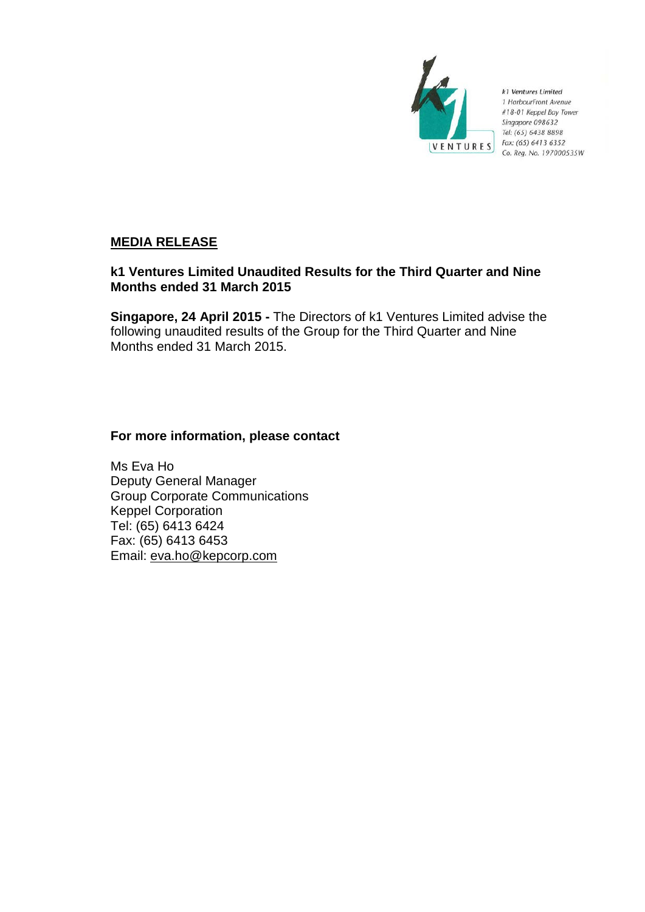k1 Ventures Limited
1 HarbourFront Avenue
#18-01 Keppel Bay Tower
Singapore 098632
Tel: (65) 6438 8898
Fax: (65) 6413 6352
Co. Reg. No. 197000535W

## MEDIA RELEASE

**k1 Ventures Limited Unaudited Results for the Third Quarter and Nine Months ended 31 March 2015**

**Singapore, 24 April 2015 -** The Directors of k1 Ventures Limited advise the following unaudited results of the Group for the Third Quarter and Nine Months ended 31 March 2015.

**For more information, please contact**

Ms Eva Ho
Deputy General Manager
Group Corporate Communications
Keppel Corporation
Tel: (65) 6413 6424
Fax: (65) 6413 6453
Email: eva.ho@kepcorp.com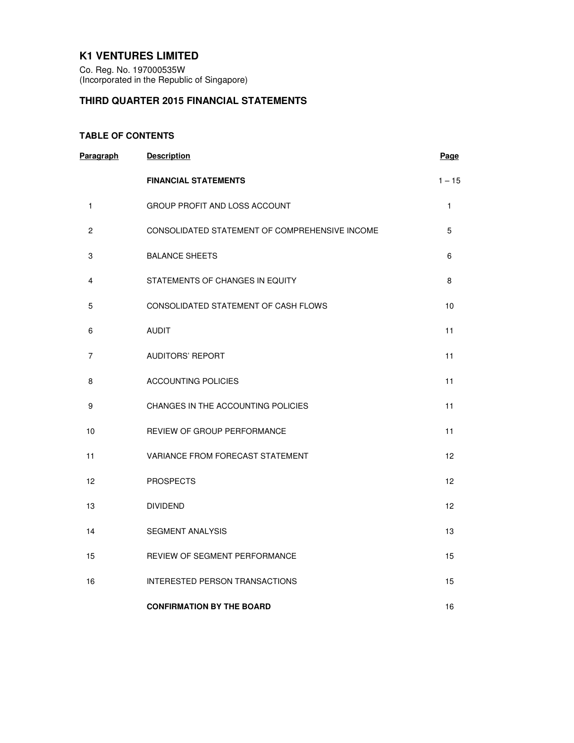# K1 VENTURES LIMITED

Co. Reg. No. 197000535W
(Incorporated in the Republic of Singapore)

## THIRD QUARTER 2015 FINANCIAL STATEMENTS

### TABLE OF CONTENTS

| Paragraph | Description | Page |
|---|---|---|
| | **FINANCIAL STATEMENTS** | 1 – 15 |
| 1 | GROUP PROFIT AND LOSS ACCOUNT | 1 |
| 2 | CONSOLIDATED STATEMENT OF COMPREHENSIVE INCOME | 5 |
| 3 | BALANCE SHEETS | 6 |
| 4 | STATEMENTS OF CHANGES IN EQUITY | 8 |
| 5 | CONSOLIDATED STATEMENT OF CASH FLOWS | 10 |
| 6 | AUDIT | 11 |
| 7 | AUDITORS' REPORT | 11 |
| 8 | ACCOUNTING POLICIES | 11 |
| 9 | CHANGES IN THE ACCOUNTING POLICIES | 11 |
| 10 | REVIEW OF GROUP PERFORMANCE | 11 |
| 11 | VARIANCE FROM FORECAST STATEMENT | 12 |
| 12 | PROSPECTS | 12 |
| 13 | DIVIDEND | 12 |
| 14 | SEGMENT ANALYSIS | 13 |
| 15 | REVIEW OF SEGMENT PERFORMANCE | 15 |
| 16 | INTERESTED PERSON TRANSACTIONS | 15 |
| | **CONFIRMATION BY THE BOARD** | 16 |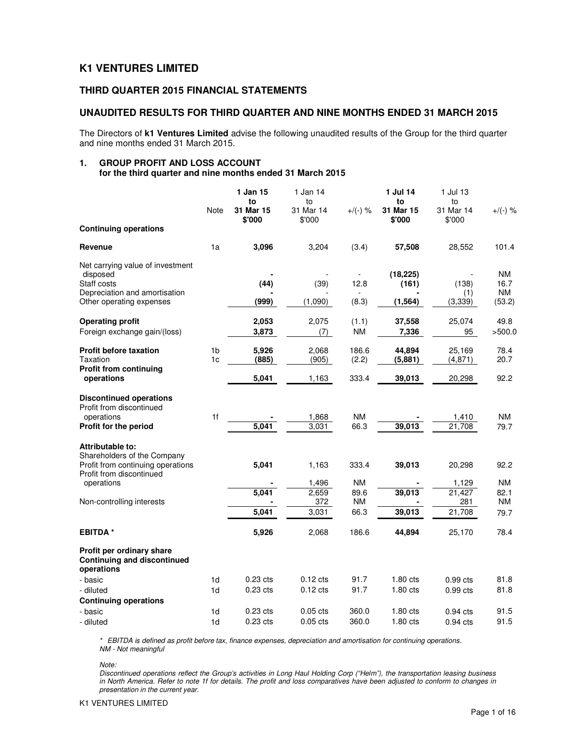# K1 VENTURES LIMITED

## THIRD QUARTER 2015 FINANCIAL STATEMENTS

## UNAUDITED RESULTS FOR THIRD QUARTER AND NINE MONTHS ENDED 31 MARCH 2015

The Directors of **k1 Ventures Limited** advise the following unaudited results of the Group for the third quarter and nine months ended 31 March 2015.

### 1. GROUP PROFIT AND LOSS ACCOUNT
**for the third quarter and nine months ended 31 March 2015**

| | Note | **1 Jan 15 to 31 Mar 15 $'000** | 1 Jan 14 to 31 Mar 14 $'000 | +/(-) % | **1 Jul 14 to 31 Mar 15 $'000** | 1 Jul 13 to 31 Mar 14 $'000 | +/(-) % |
|---|---|---|---|---|---|---|---|
| **Continuing operations** | | | | | | | |
| **Revenue** | 1a | **3,096** | 3,204 | (3.4) | **57,508** | 28,552 | 101.4 |
| Net carrying value of investment disposed | | **-** | - | - | **(18,225)** | - | NM |
| Staff costs | | **(44)** | (39) | 12.8 | **(161)** | (138) | 16.7 |
| Depreciation and amortisation | | **-** | - | - | **-** | (1) | NM |
| Other operating expenses | | **(999)** | (1,090) | (8.3) | **(1,564)** | (3,339) | (53.2) |
| **Operating profit** | | **2,053** | 2,075 | (1.1) | **37,558** | 25,074 | 49.8 |
| Foreign exchange gain/(loss) | | **3,873** | (7) | NM | **7,336** | 95 | >500.0 |
| **Profit before taxation** | 1b | **5,926** | 2,068 | 186.6 | **44,894** | 25,169 | 78.4 |
| Taxation | 1c | **(885)** | (905) | (2.2) | **(5,881)** | (4,871) | 20.7 |
| **Profit from continuing operations** | | **5,041** | 1,163 | 333.4 | **39,013** | 20,298 | 92.2 |
| **Discontinued operations** | | | | | | | |
| Profit from discontinued operations | 1f | **-** | 1,868 | NM | **-** | 1,410 | NM |
| **Profit for the period** | | **5,041** | 3,031 | 66.3 | **39,013** | 21,708 | 79.7 |
| **Attributable to:** | | | | | | | |
| Shareholders of the Company | | | | | | | |
| Profit from continuing operations | | **5,041** | 1,163 | 333.4 | **39,013** | 20,298 | 92.2 |
| Profit from discontinued operations | | **-** | 1,496 | NM | **-** | 1,129 | NM |
| | | **5,041** | 2,659 | 89.6 | **39,013** | 21,427 | 82.1 |
| Non-controlling interests | | **-** | 372 | NM | **-** | 281 | NM |
| | | **5,041** | 3,031 | 66.3 | **39,013** | 21,708 | 79.7 |
| **EBITDA \*** | | **5,926** | 2,068 | 186.6 | **44,894** | 25,170 | 78.4 |
| **Profit per ordinary share** | | | | | | | |
| **Continuing and discontinued operations** | | | | | | | |
| - basic | 1d | 0.23 cts | 0.12 cts | 91.7 | 1.80 cts | 0.99 cts | 81.8 |
| - diluted | 1d | 0.23 cts | 0.12 cts | 91.7 | 1.80 cts | 0.99 cts | 81.8 |
| **Continuing operations** | | | | | | | |
| - basic | 1d | 0.23 cts | 0.05 cts | 360.0 | 1.80 cts | 0.94 cts | 91.5 |
| - diluted | 1d | 0.23 cts | 0.05 cts | 360.0 | 1.80 cts | 0.94 cts | 91.5 |

*\* EBITDA is defined as profit before tax, finance expenses, depreciation and amortisation for continuing operations.*
*NM - Not meaningful*

*Note:*
*Discontinued operations reflect the Group's activities in Long Haul Holding Corp ("Helm"), the transportation leasing business in North America. Refer to note 1f for details. The profit and loss comparatives have been adjusted to conform to changes in presentation in the current year.*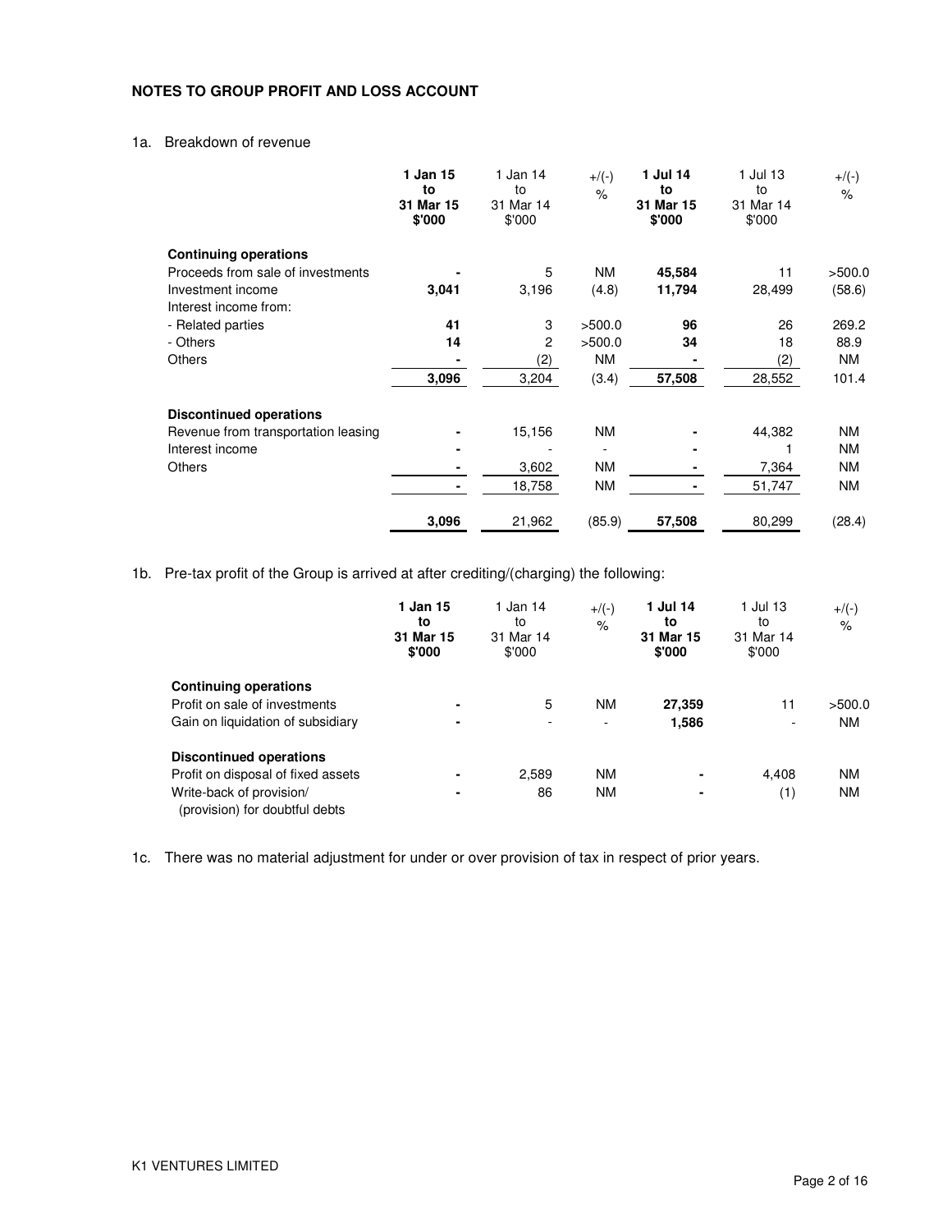**NOTES TO GROUP PROFIT AND LOSS ACCOUNT**

1a. Breakdown of revenue

| | **1 Jan 15 to 31 Mar 15 $'000** | 1 Jan 14 to 31 Mar 14 $'000 | +/(-) % | **1 Jul 14 to 31 Mar 15 $'000** | 1 Jul 13 to 31 Mar 14 $'000 | +/(-) % |
|---|---|---|---|---|---|---|
| **Continuing operations** | | | | | | |
| Proceeds from sale of investments | **-** | 5 | NM | **45,584** | 11 | >500.0 |
| Investment income | **3,041** | 3,196 | (4.8) | **11,794** | 28,499 | (58.6) |
| Interest income from: | | | | | | |
| - Related parties | **41** | 3 | >500.0 | **96** | 26 | 269.2 |
| - Others | **14** | 2 | >500.0 | **34** | 18 | 88.9 |
| Others | **-** | (2) | NM | **-** | (2) | NM |
| | **3,096** | 3,204 | (3.4) | **57,508** | 28,552 | 101.4 |
| **Discontinued operations** | | | | | | |
| Revenue from transportation leasing | **-** | 15,156 | NM | **-** | 44,382 | NM |
| Interest income | **-** | - | - | **-** | 1 | NM |
| Others | **-** | 3,602 | NM | **-** | 7,364 | NM |
| | **-** | 18,758 | NM | **-** | 51,747 | NM |
| | **3,096** | 21,962 | (85.9) | **57,508** | 80,299 | (28.4) |

1b. Pre-tax profit of the Group is arrived at after crediting/(charging) the following:

| | **1 Jan 15 to 31 Mar 15 $'000** | 1 Jan 14 to 31 Mar 14 $'000 | +/(-) % | **1 Jul 14 to 31 Mar 15 $'000** | 1 Jul 13 to 31 Mar 14 $'000 | +/(-) % |
|---|---|---|---|---|---|---|
| **Continuing operations** | | | | | | |
| Profit on sale of investments | **-** | 5 | NM | **27,359** | 11 | >500.0 |
| Gain on liquidation of subsidiary | **-** | - | - | **1,586** | - | NM |
| **Discontinued operations** | | | | | | |
| Profit on disposal of fixed assets | **-** | 2,589 | NM | **-** | 4,408 | NM |
| Write-back of provision/ (provision) for doubtful debts | **-** | 86 | NM | **-** | (1) | NM |

1c. There was no material adjustment for under or over provision of tax in respect of prior years.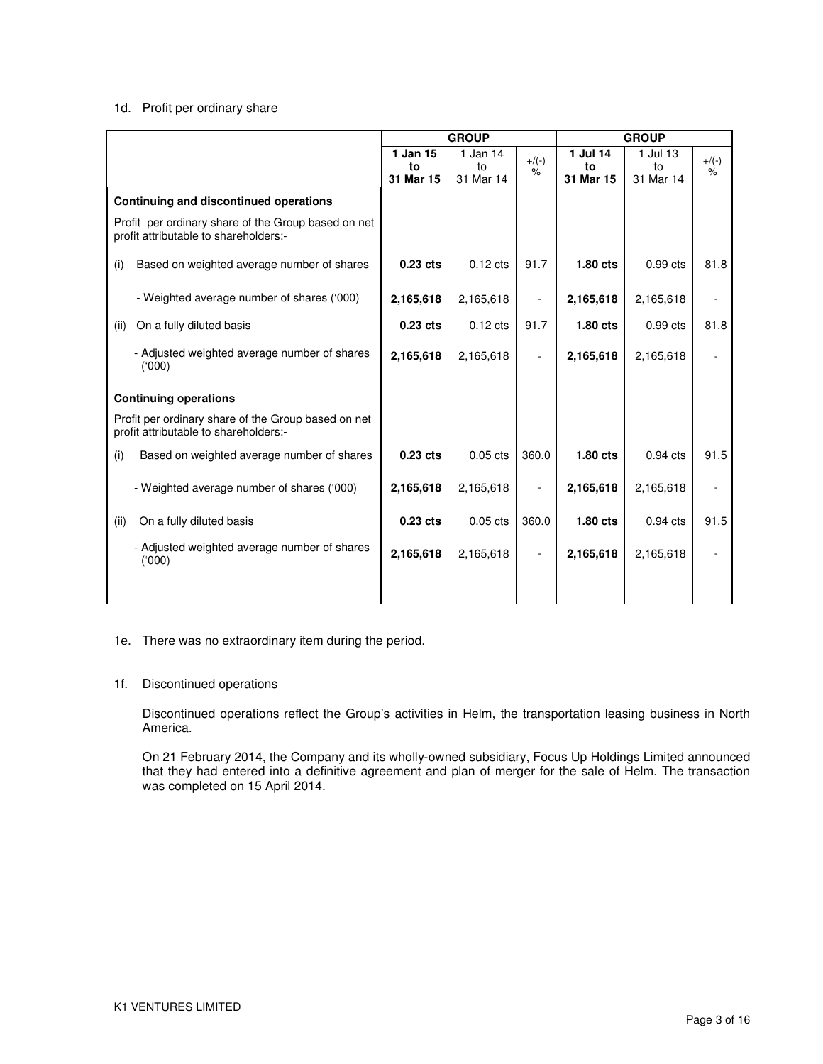1d. Profit per ordinary share

| | GROUP | | | GROUP | | |
|---|---|---|---|---|---|---|
| | **1 Jan 15 to 31 Mar 15** | 1 Jan 14 to 31 Mar 14 | +/(-) % | **1 Jul 14 to 31 Mar 15** | 1 Jul 13 to 31 Mar 14 | +/(-) % |
| **Continuing and discontinued operations** | | | | | | |
| Profit per ordinary share of the Group based on net profit attributable to shareholders:- | | | | | | |
| (i) Based on weighted average number of shares | **0.23 cts** | 0.12 cts | 91.7 | **1.80 cts** | 0.99 cts | 81.8 |
| - Weighted average number of shares ('000) | **2,165,618** | 2,165,618 | - | **2,165,618** | 2,165,618 | - |
| (ii) On a fully diluted basis | **0.23 cts** | 0.12 cts | 91.7 | **1.80 cts** | 0.99 cts | 81.8 |
| - Adjusted weighted average number of shares ('000) | **2,165,618** | 2,165,618 | - | **2,165,618** | 2,165,618 | - |
| **Continuing operations** | | | | | | |
| Profit per ordinary share of the Group based on net profit attributable to shareholders:- | | | | | | |
| (i) Based on weighted average number of shares | **0.23 cts** | 0.05 cts | 360.0 | **1.80 cts** | 0.94 cts | 91.5 |
| - Weighted average number of shares ('000) | **2,165,618** | 2,165,618 | - | **2,165,618** | 2,165,618 | - |
| (ii) On a fully diluted basis | **0.23 cts** | 0.05 cts | 360.0 | **1.80 cts** | 0.94 cts | 91.5 |
| - Adjusted weighted average number of shares ('000) | **2,165,618** | 2,165,618 | - | **2,165,618** | 2,165,618 | - |

1e. There was no extraordinary item during the period.

1f. Discontinued operations

Discontinued operations reflect the Group's activities in Helm, the transportation leasing business in North America.

On 21 February 2014, the Company and its wholly-owned subsidiary, Focus Up Holdings Limited announced that they had entered into a definitive agreement and plan of merger for the sale of Helm. The transaction was completed on 15 April 2014.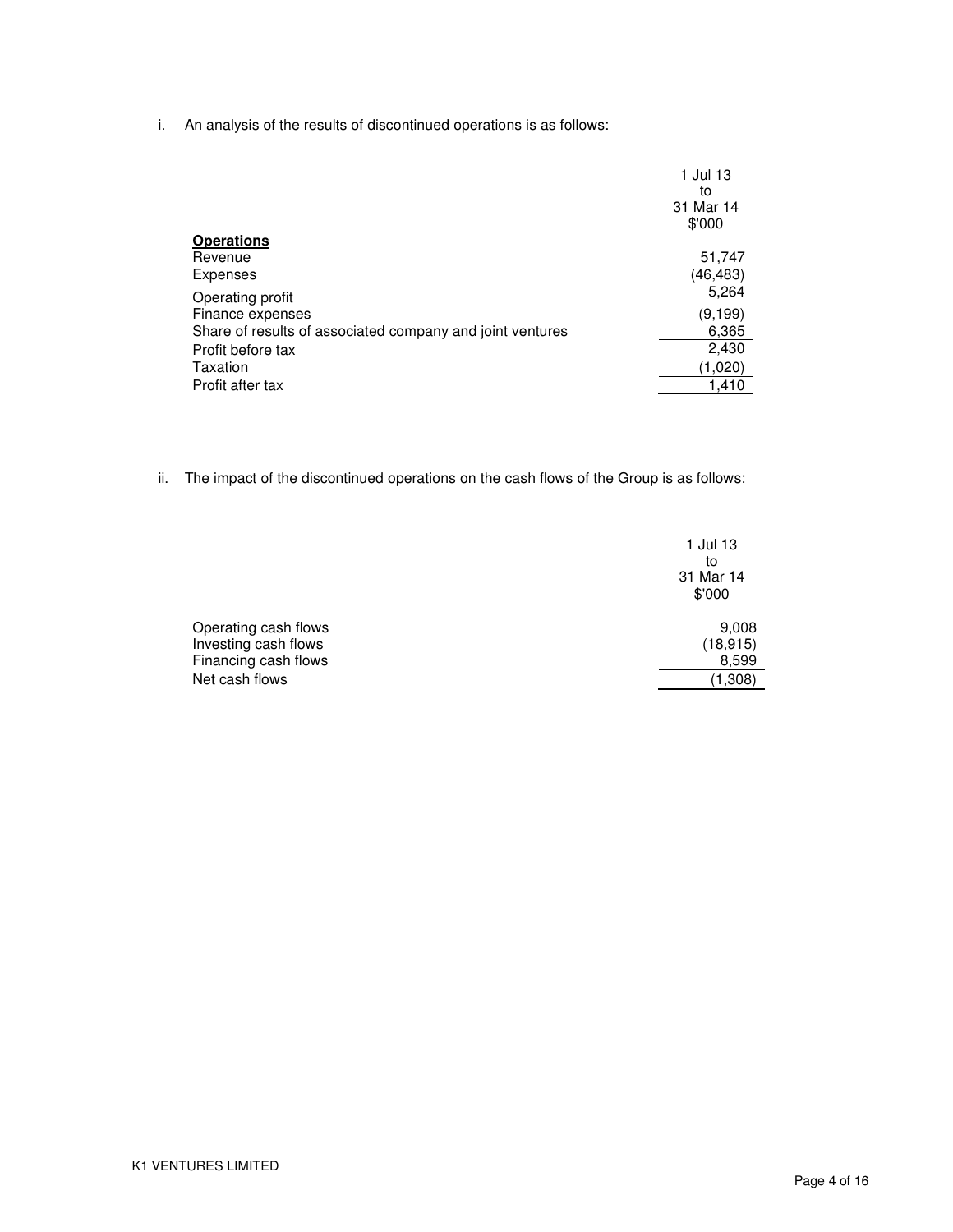i. An analysis of the results of discontinued operations is as follows:

| | 1 Jul 13 to 31 Mar 14 $'000 |
|---|---|
| **Operations** | |
| Revenue | 51,747 |
| Expenses | (46,483) |
| Operating profit | 5,264 |
| Finance expenses | (9,199) |
| Share of results of associated company and joint ventures | 6,365 |
| Profit before tax | 2,430 |
| Taxation | (1,020) |
| Profit after tax | 1,410 |

ii. The impact of the discontinued operations on the cash flows of the Group is as follows:

| | 1 Jul 13 to 31 Mar 14 $'000 |
|---|---|
| Operating cash flows | 9,008 |
| Investing cash flows | (18,915) |
| Financing cash flows | 8,599 |
| Net cash flows | (1,308) |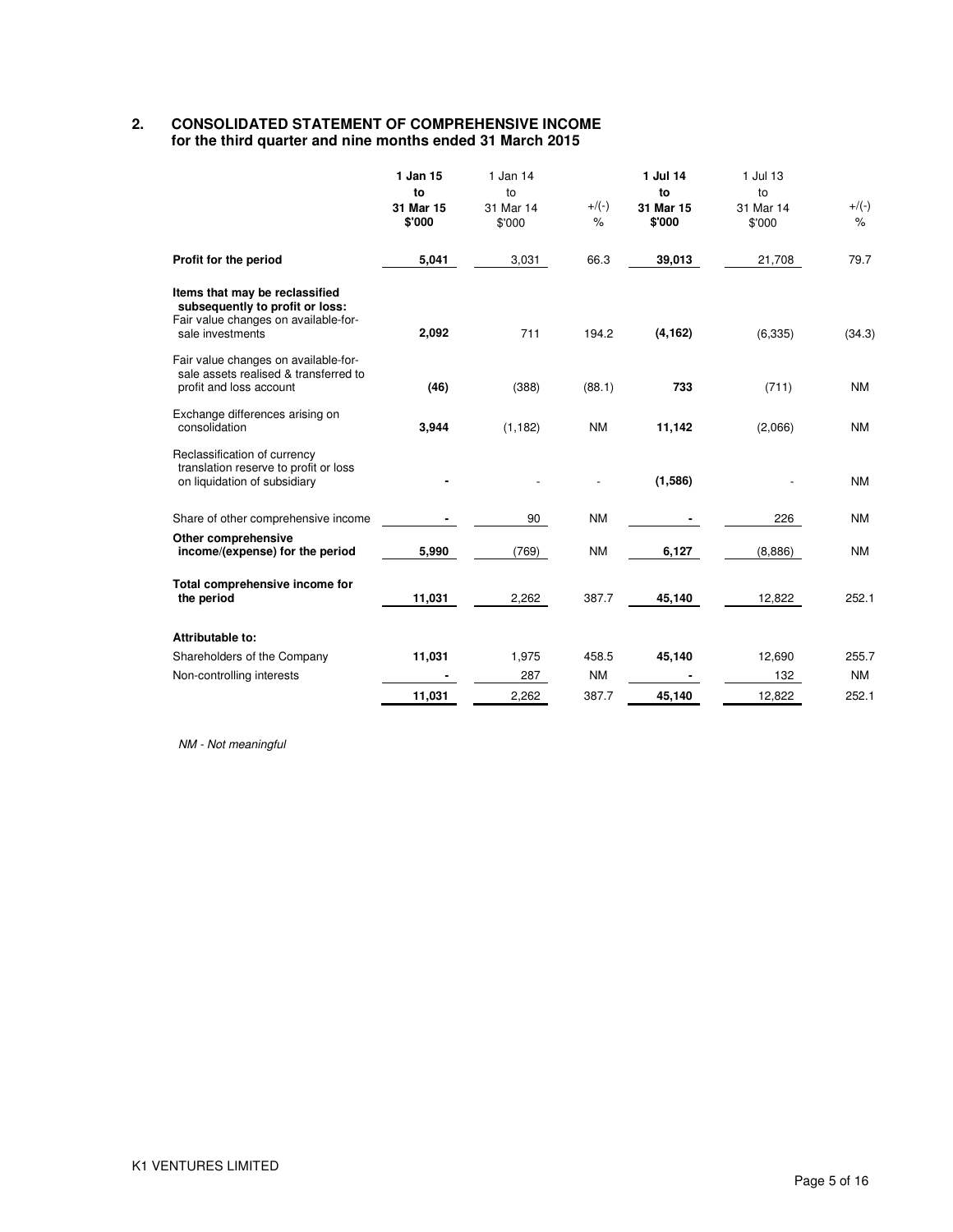## 2. CONSOLIDATED STATEMENT OF COMPREHENSIVE INCOME
**for the third quarter and nine months ended 31 March 2015**

| | **1 Jan 15 to 31 Mar 15 $'000** | 1 Jan 14 to 31 Mar 14 $'000 | +/(-) % | **1 Jul 14 to 31 Mar 15 $'000** | 1 Jul 13 to 31 Mar 14 $'000 | +/(-) % |
|---|---|---|---|---|---|---|
| **Profit for the period** | **5,041** | 3,031 | 66.3 | **39,013** | 21,708 | 79.7 |
| **Items that may be reclassified subsequently to profit or loss:** | | | | | | |
| Fair value changes on available-for-sale investments | **2,092** | 711 | 194.2 | **(4,162)** | (6,335) | (34.3) |
| Fair value changes on available-for-sale assets realised & transferred to profit and loss account | **(46)** | (388) | (88.1) | **733** | (711) | NM |
| Exchange differences arising on consolidation | **3,944** | (1,182) | NM | **11,142** | (2,066) | NM |
| Reclassification of currency translation reserve to profit or loss on liquidation of subsidiary | **-** | - | - | **(1,586)** | - | NM |
| Share of other comprehensive income | **-** | 90 | NM | **-** | 226 | NM |
| **Other comprehensive income/(expense) for the period** | **5,990** | (769) | NM | **6,127** | (8,886) | NM |
| **Total comprehensive income for the period** | **11,031** | 2,262 | 387.7 | **45,140** | 12,822 | 252.1 |
| **Attributable to:** | | | | | | |
| Shareholders of the Company | **11,031** | 1,975 | 458.5 | **45,140** | 12,690 | 255.7 |
| Non-controlling interests | **-** | 287 | NM | **-** | 132 | NM |
| | **11,031** | 2,262 | 387.7 | **45,140** | 12,822 | 252.1 |

*NM - Not meaningful*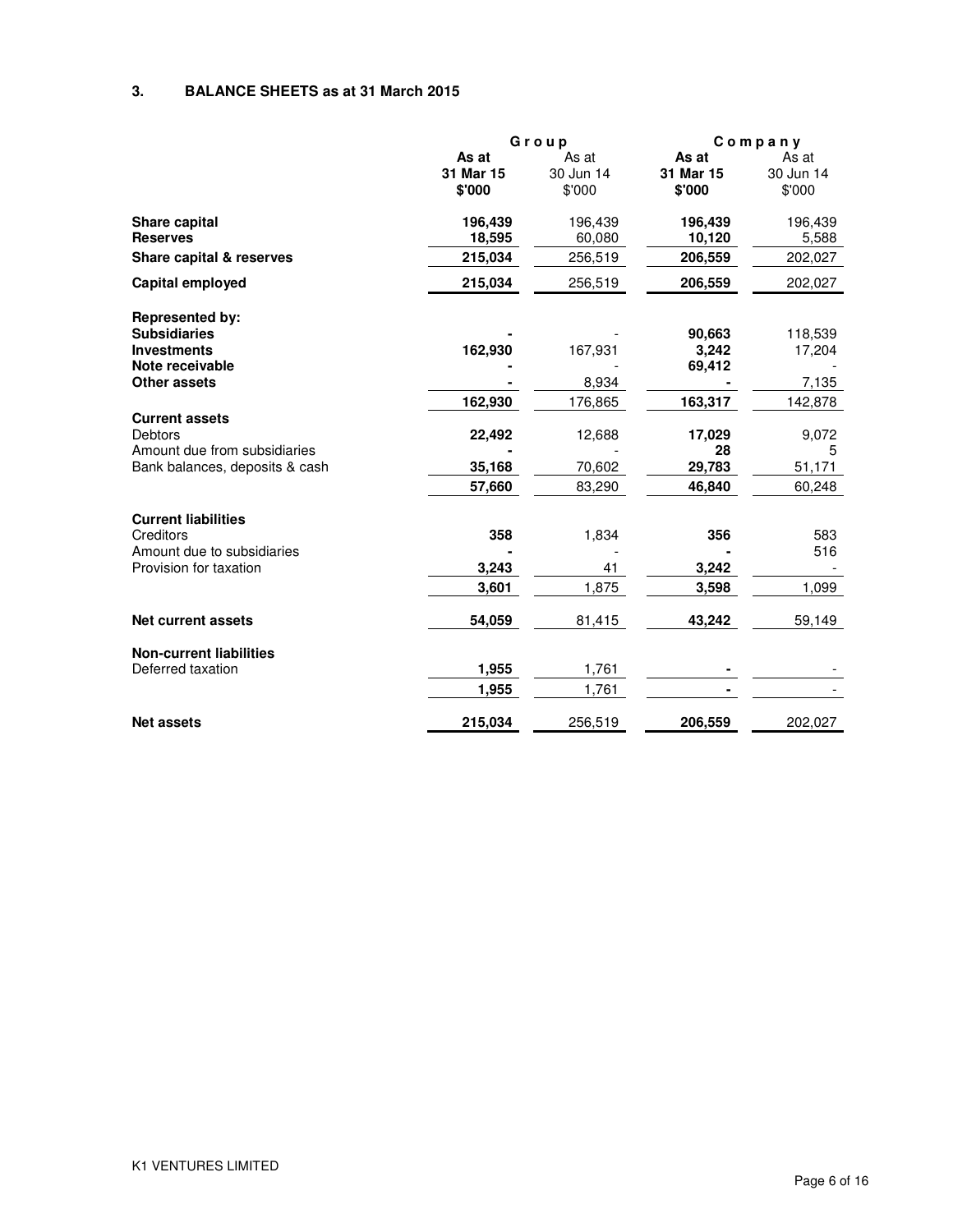### 3. BALANCE SHEETS as at 31 March 2015

| | Group | | Company | |
|---|---|---|---|---|
| | **As at 31 Mar 15 $'000** | As at 30 Jun 14 $'000 | **As at 31 Mar 15 $'000** | As at 30 Jun 14 $'000 |
| **Share capital** | **196,439** | 196,439 | **196,439** | 196,439 |
| **Reserves** | **18,595** | 60,080 | **10,120** | 5,588 |
| **Share capital & reserves** | **215,034** | 256,519 | **206,559** | 202,027 |
| **Capital employed** | **215,034** | 256,519 | **206,559** | 202,027 |
| **Represented by:** | | | | |
| **Subsidiaries** | **-** | - | **90,663** | 118,539 |
| **Investments** | **162,930** | 167,931 | **3,242** | 17,204 |
| **Note receivable** | **-** | - | **69,412** | - |
| **Other assets** | **-** | 8,934 | **-** | 7,135 |
| | **162,930** | 176,865 | **163,317** | 142,878 |
| **Current assets** | | | | |
| Debtors | **22,492** | 12,688 | **17,029** | 9,072 |
| Amount due from subsidiaries | **-** | - | **28** | 5 |
| Bank balances, deposits & cash | **35,168** | 70,602 | **29,783** | 51,171 |
| | **57,660** | 83,290 | **46,840** | 60,248 |
| **Current liabilities** | | | | |
| Creditors | **358** | 1,834 | **356** | 583 |
| Amount due to subsidiaries | **-** | - | **-** | 516 |
| Provision for taxation | **3,243** | 41 | **3,242** | - |
| | **3,601** | 1,875 | **3,598** | 1,099 |
| **Net current assets** | **54,059** | 81,415 | **43,242** | 59,149 |
| **Non-current liabilities** | | | | |
| Deferred taxation | **1,955** | 1,761 | **-** | - |
| | **1,955** | 1,761 | **-** | - |
| **Net assets** | **215,034** | 256,519 | **206,559** | 202,027 |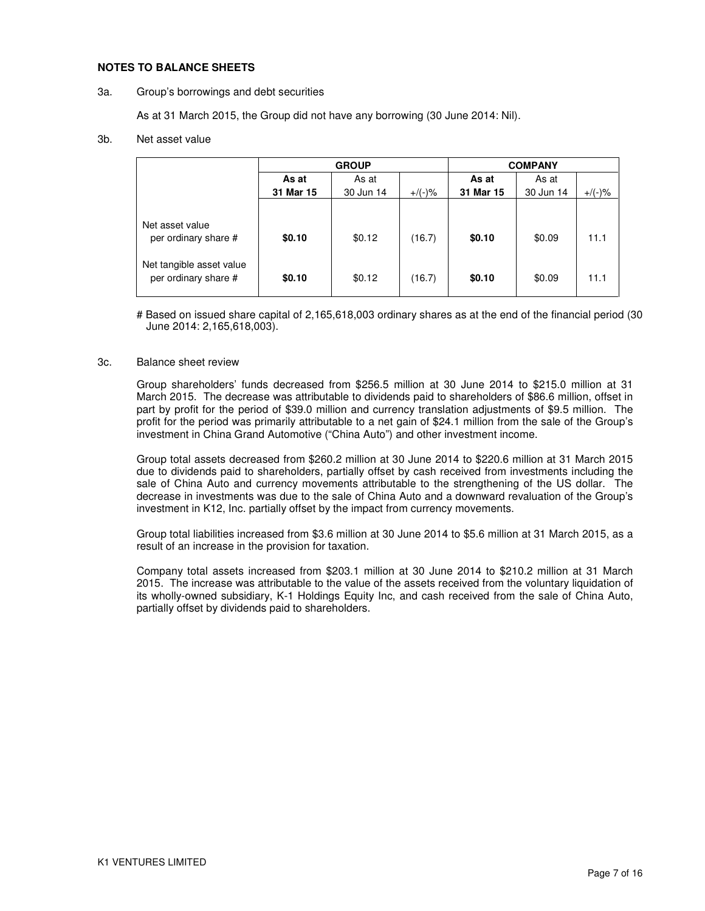**NOTES TO BALANCE SHEETS**

3a. Group's borrowings and debt securities

As at 31 March 2015, the Group did not have any borrowing (30 June 2014: Nil).

3b. Net asset value

| | GROUP | | | COMPANY | | |
|---|---|---|---|---|---|---|
| | **As at 31 Mar 15** | As at 30 Jun 14 | +/(-)% | **As at 31 Mar 15** | As at 30 Jun 14 | +/(-)% |
| Net asset value per ordinary share # | **$0.10** | $0.12 | (16.7) | **$0.10** | $0.09 | 11.1 |
| Net tangible asset value per ordinary share # | **$0.10** | $0.12 | (16.7) | **$0.10** | $0.09 | 11.1 |

# Based on issued share capital of 2,165,618,003 ordinary shares as at the end of the financial period (30 June 2014: 2,165,618,003).

3c. Balance sheet review

Group shareholders' funds decreased from $256.5 million at 30 June 2014 to $215.0 million at 31 March 2015. The decrease was attributable to dividends paid to shareholders of $86.6 million, offset in part by profit for the period of $39.0 million and currency translation adjustments of $9.5 million. The profit for the period was primarily attributable to a net gain of $24.1 million from the sale of the Group's investment in China Grand Automotive ("China Auto") and other investment income.

Group total assets decreased from $260.2 million at 30 June 2014 to $220.6 million at 31 March 2015 due to dividends paid to shareholders, partially offset by cash received from investments including the sale of China Auto and currency movements attributable to the strengthening of the US dollar. The decrease in investments was due to the sale of China Auto and a downward revaluation of the Group's investment in K12, Inc. partially offset by the impact from currency movements.

Group total liabilities increased from $3.6 million at 30 June 2014 to $5.6 million at 31 March 2015, as a result of an increase in the provision for taxation.

Company total assets increased from $203.1 million at 30 June 2014 to $210.2 million at 31 March 2015. The increase was attributable to the value of the assets received from the voluntary liquidation of its wholly-owned subsidiary, K-1 Holdings Equity Inc, and cash received from the sale of China Auto, partially offset by dividends paid to shareholders.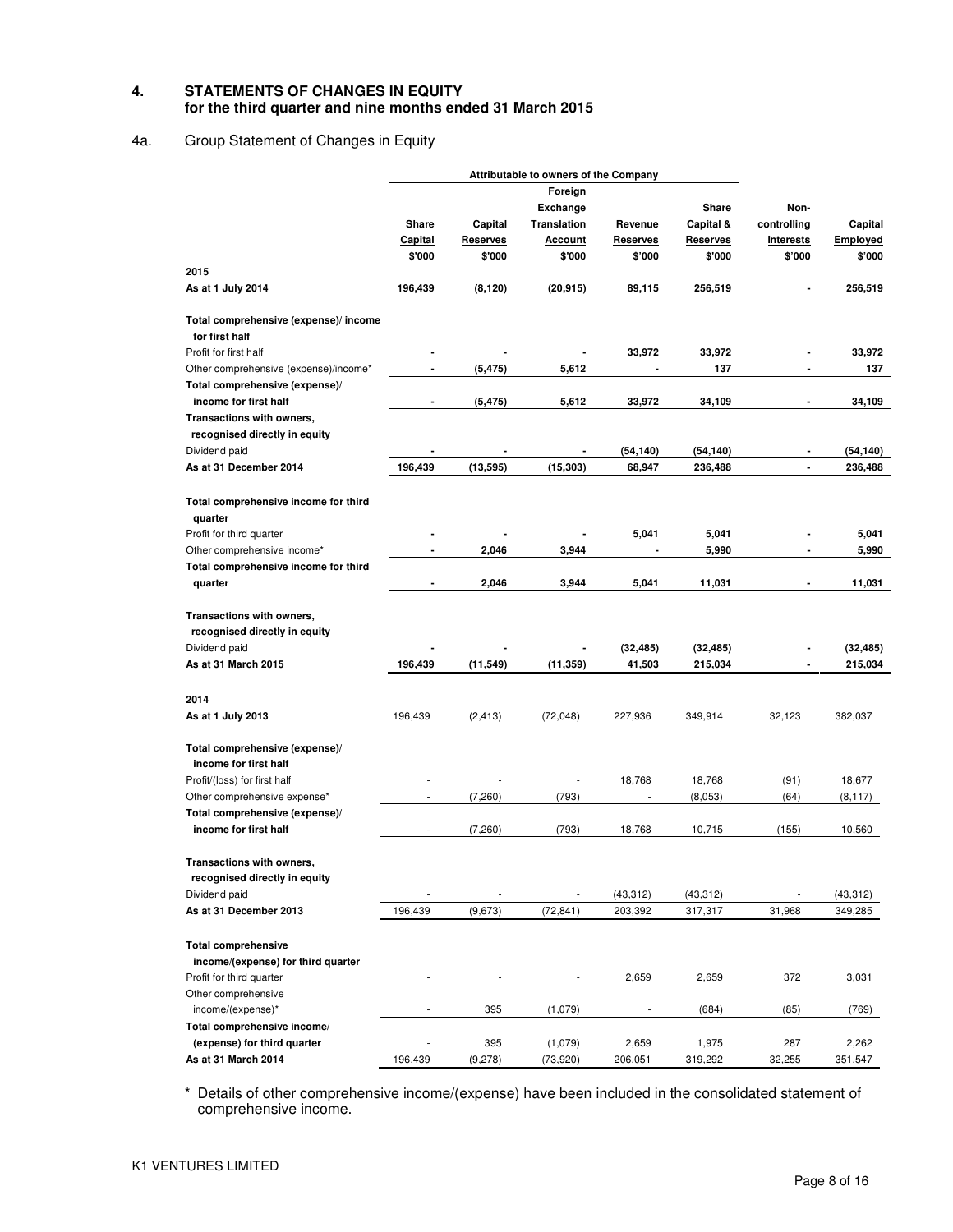## 4. STATEMENTS OF CHANGES IN EQUITY for the third quarter and nine months ended 31 March 2015

### 4a. Group Statement of Changes in Equity

| | Attributable to owners of the Company | | | | | | |
|---|---|---|---|---|---|---|---|
| | Share Capital | Capital Reserves | Foreign Exchange Translation Account | Revenue Reserves | Share Capital & Reserves | Non-controlling Interests | Capital Employed |
| | $'000 | $'000 | $'000 | $'000 | $'000 | $'000 | $'000 |
| **2015** | | | | | | | |
| **As at 1 July 2014** | **196,439** | **(8,120)** | **(20,915)** | **89,115** | **256,519** | **-** | **256,519** |
| **Total comprehensive (expense)/ income for first half** | | | | | | | |
| Profit for first half | - | - | - | 33,972 | 33,972 | - | 33,972 |
| Other comprehensive (expense)/income* | - | (5,475) | 5,612 | - | 137 | - | 137 |
| **Total comprehensive (expense)/ income for first half** | **-** | **(5,475)** | **5,612** | **33,972** | **34,109** | **-** | **34,109** |
| **Transactions with owners, recognised directly in equity** | | | | | | | |
| Dividend paid | - | - | - | (54,140) | (54,140) | - | (54,140) |
| **As at 31 December 2014** | **196,439** | **(13,595)** | **(15,303)** | **68,947** | **236,488** | **-** | **236,488** |
| **Total comprehensive income for third quarter** | | | | | | | |
| Profit for third quarter | - | - | - | 5,041 | 5,041 | - | 5,041 |
| Other comprehensive income* | - | 2,046 | 3,944 | - | 5,990 | - | 5,990 |
| **Total comprehensive income for third quarter** | **-** | **2,046** | **3,944** | **5,041** | **11,031** | **-** | **11,031** |
| **Transactions with owners, recognised directly in equity** | | | | | | | |
| Dividend paid | - | - | - | (32,485) | (32,485) | - | (32,485) |
| **As at 31 March 2015** | **196,439** | **(11,549)** | **(11,359)** | **41,503** | **215,034** | **-** | **215,034** |
| **2014** | | | | | | | |
| **As at 1 July 2013** | 196,439 | (2,413) | (72,048) | 227,936 | 349,914 | 32,123 | 382,037 |
| **Total comprehensive (expense)/ income for first half** | | | | | | | |
| Profit/(loss) for first half | - | - | - | 18,768 | 18,768 | (91) | 18,677 |
| Other comprehensive expense* | - | (7,260) | (793) | - | (8,053) | (64) | (8,117) |
| **Total comprehensive (expense)/ income for first half** | - | (7,260) | (793) | 18,768 | 10,715 | (155) | 10,560 |
| **Transactions with owners, recognised directly in equity** | | | | | | | |
| Dividend paid | - | - | - | (43,312) | (43,312) | - | (43,312) |
| **As at 31 December 2013** | 196,439 | (9,673) | (72,841) | 203,392 | 317,317 | 31,968 | 349,285 |
| **Total comprehensive income/(expense) for third quarter** | | | | | | | |
| Profit for third quarter | - | - | - | 2,659 | 2,659 | 372 | 3,031 |
| Other comprehensive income/(expense)* | - | 395 | (1,079) | - | (684) | (85) | (769) |
| **Total comprehensive income/ (expense) for third quarter** | - | 395 | (1,079) | 2,659 | 1,975 | 287 | 2,262 |
| **As at 31 March 2014** | 196,439 | (9,278) | (73,920) | 206,051 | 319,292 | 32,255 | 351,547 |

\* Details of other comprehensive income/(expense) have been included in the consolidated statement of comprehensive income.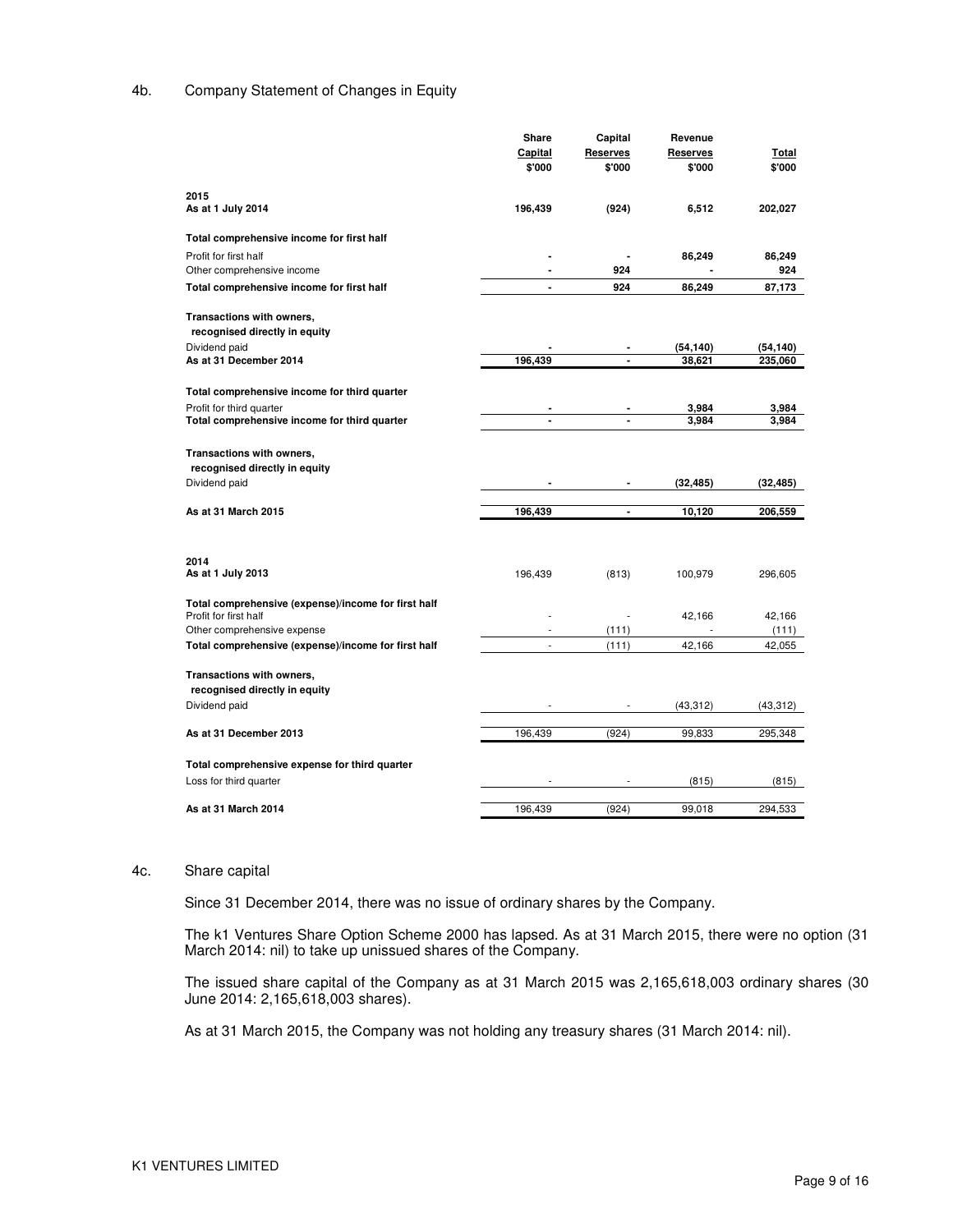## 4b. Company Statement of Changes in Equity

| | Share Capital $'000 | Capital Reserves $'000 | Revenue Reserves $'000 | Total $'000 |
|---|---|---|---|---|
| **2015** | | | | |
| **As at 1 July 2014** | **196,439** | **(924)** | **6,512** | **202,027** |
| **Total comprehensive income for first half** | | | | |
| Profit for first half | **-** | **-** | **86,249** | **86,249** |
| Other comprehensive income | **-** | **924** | **-** | **924** |
| **Total comprehensive income for first half** | **-** | **924** | **86,249** | **87,173** |
| **Transactions with owners, recognised directly in equity** | | | | |
| Dividend paid | **-** | **-** | **(54,140)** | **(54,140)** |
| **As at 31 December 2014** | **196,439** | **-** | **38,621** | **235,060** |
| **Total comprehensive income for third quarter** | | | | |
| Profit for third quarter | **-** | **-** | **3,984** | **3,984** |
| **Total comprehensive income for third quarter** | **-** | **-** | **3,984** | **3,984** |
| **Transactions with owners, recognised directly in equity** | | | | |
| Dividend paid | **-** | **-** | **(32,485)** | **(32,485)** |
| **As at 31 March 2015** | **196,439** | **-** | **10,120** | **206,559** |
| **2014** | | | | |
| **As at 1 July 2013** | 196,439 | (813) | 100,979 | 296,605 |
| **Total comprehensive (expense)/income for first half** | | | | |
| Profit for first half | - | - | 42,166 | 42,166 |
| Other comprehensive expense | - | (111) | - | (111) |
| **Total comprehensive (expense)/income for first half** | - | (111) | 42,166 | 42,055 |
| **Transactions with owners, recognised directly in equity** | | | | |
| Dividend paid | - | - | (43,312) | (43,312) |
| **As at 31 December 2013** | 196,439 | (924) | 99,833 | 295,348 |
| **Total comprehensive expense for third quarter** | | | | |
| Loss for third quarter | - | - | (815) | (815) |
| **As at 31 March 2014** | 196,439 | (924) | 99,018 | 294,533 |

## 4c. Share capital

Since 31 December 2014, there was no issue of ordinary shares by the Company.

The k1 Ventures Share Option Scheme 2000 has lapsed. As at 31 March 2015, there were no option (31 March 2014: nil) to take up unissued shares of the Company.

The issued share capital of the Company as at 31 March 2015 was 2,165,618,003 ordinary shares (30 June 2014: 2,165,618,003 shares).

As at 31 March 2015, the Company was not holding any treasury shares (31 March 2014: nil).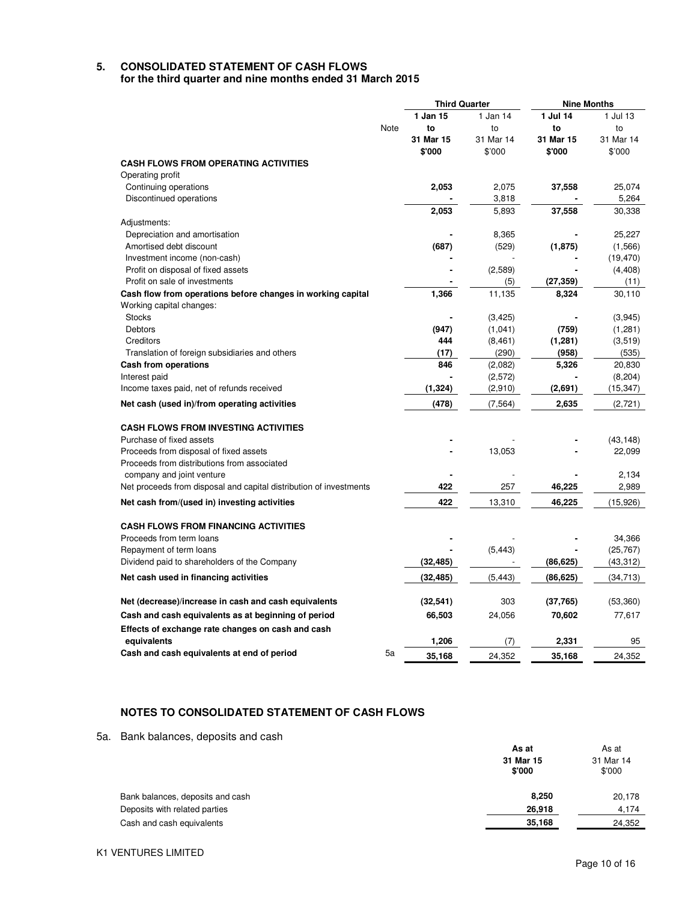## 5. CONSOLIDATED STATEMENT OF CASH FLOWS
### for the third quarter and nine months ended 31 March 2015

| | Note | Third Quarter | | Nine Months | |
|---|---|---|---|---|---|
| | | **1 Jan 15 to 31 Mar 15 $'000** | 1 Jan 14 to 31 Mar 14 $'000 | **1 Jul 14 to 31 Mar 15 $'000** | 1 Jul 13 to 31 Mar 14 $'000 |
| **CASH FLOWS FROM OPERATING ACTIVITIES** | | | | | |
| Operating profit | | | | | |
| Continuing operations | | **2,053** | 2,075 | **37,558** | 25,074 |
| Discontinued operations | | **-** | 3,818 | **-** | 5,264 |
| | | **2,053** | 5,893 | **37,558** | 30,338 |
| Adjustments: | | | | | |
| Depreciation and amortisation | | **-** | 8,365 | **-** | 25,227 |
| Amortised debt discount | | **(687)** | (529) | **(1,875)** | (1,566) |
| Investment income (non-cash) | | **-** | - | **-** | (19,470) |
| Profit on disposal of fixed assets | | **-** | (2,589) | **-** | (4,408) |
| Profit on sale of investments | | **-** | (5) | **(27,359)** | (11) |
| **Cash flow from operations before changes in working capital** | | **1,366** | 11,135 | **8,324** | 30,110 |
| Working capital changes: | | | | | |
| Stocks | | **-** | (3,425) | **-** | (3,945) |
| Debtors | | **(947)** | (1,041) | **(759)** | (1,281) |
| Creditors | | **444** | (8,461) | **(1,281)** | (3,519) |
| Translation of foreign subsidiaries and others | | **(17)** | (290) | **(958)** | (535) |
| **Cash from operations** | | **846** | (2,082) | **5,326** | 20,830 |
| Interest paid | | **-** | (2,572) | **-** | (8,204) |
| Income taxes paid, net of refunds received | | **(1,324)** | (2,910) | **(2,691)** | (15,347) |
| **Net cash (used in)/from operating activities** | | **(478)** | (7,564) | **2,635** | (2,721) |
| **CASH FLOWS FROM INVESTING ACTIVITIES** | | | | | |
| Purchase of fixed assets | | **-** | - | **-** | (43,148) |
| Proceeds from disposal of fixed assets | | **-** | 13,053 | **-** | 22,099 |
| Proceeds from distributions from associated company and joint venture | | **-** | - | **-** | 2,134 |
| Net proceeds from disposal and capital distribution of investments | | **422** | 257 | **46,225** | 2,989 |
| **Net cash from/(used in) investing activities** | | **422** | 13,310 | **46,225** | (15,926) |
| **CASH FLOWS FROM FINANCING ACTIVITIES** | | | | | |
| Proceeds from term loans | | **-** | - | **-** | 34,366 |
| Repayment of term loans | | **-** | (5,443) | **-** | (25,767) |
| Dividend paid to shareholders of the Company | | **(32,485)** | - | **(86,625)** | (43,312) |
| **Net cash used in financing activities** | | **(32,485)** | (5,443) | **(86,625)** | (34,713) |
| **Net (decrease)/increase in cash and cash equivalents** | | **(32,541)** | 303 | **(37,765)** | (53,360) |
| **Cash and cash equivalents as at beginning of period** | | **66,503** | 24,056 | **70,602** | 77,617 |
| **Effects of exchange rate changes on cash and cash equivalents** | | **1,206** | (7) | **2,331** | 95 |
| **Cash and cash equivalents at end of period** | 5a | **35,168** | 24,352 | **35,168** | 24,352 |

### NOTES TO CONSOLIDATED STATEMENT OF CASH FLOWS

5a. Bank balances, deposits and cash

| | **As at 31 Mar 15 $'000** | As at 31 Mar 14 $'000 |
|---|---|---|
| Bank balances, deposits and cash | **8,250** | 20,178 |
| Deposits with related parties | **26,918** | 4,174 |
| Cash and cash equivalents | **35,168** | 24,352 |

K1 VENTURES LIMITED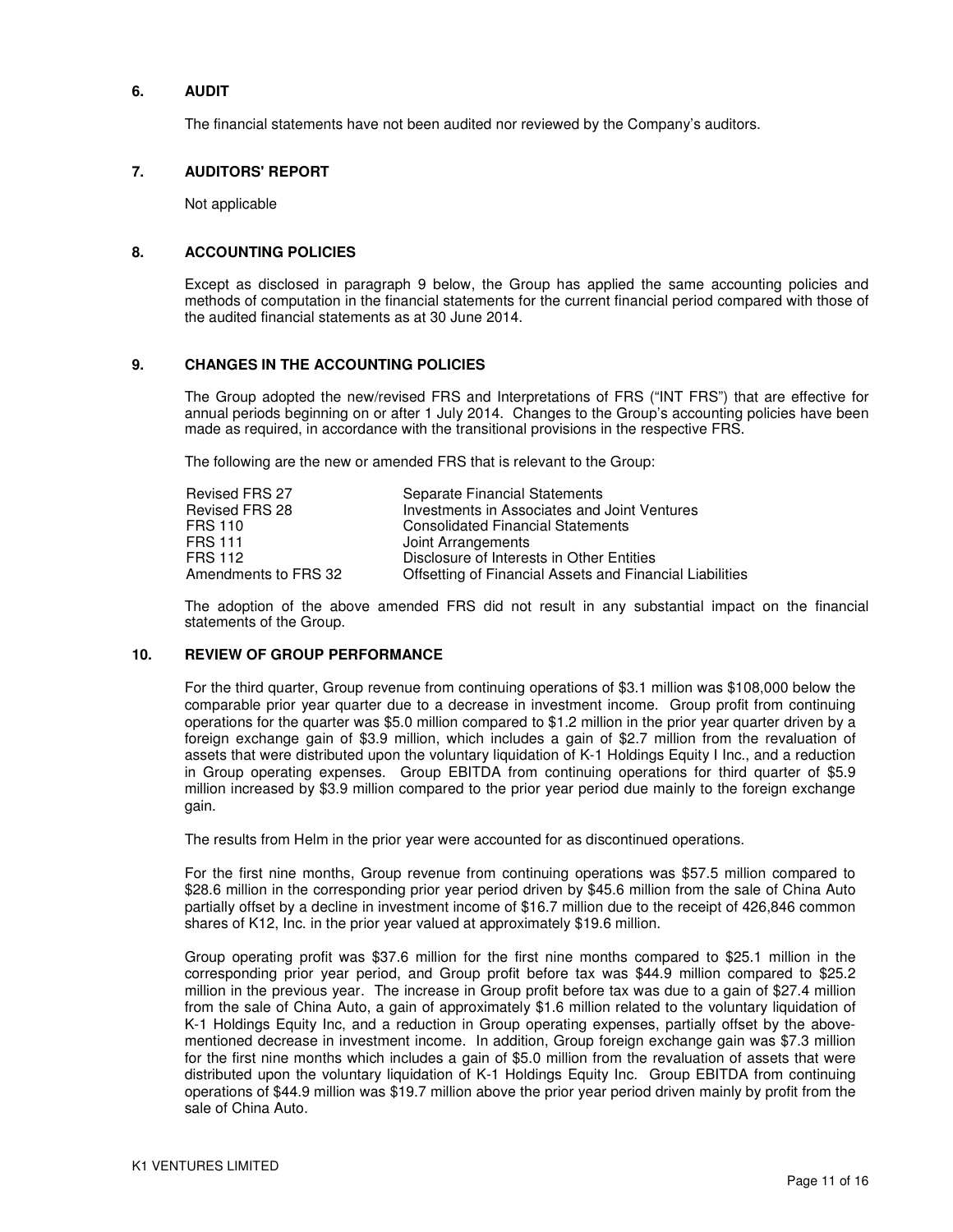## 6. AUDIT

The financial statements have not been audited nor reviewed by the Company's auditors.

## 7. AUDITORS' REPORT

Not applicable

## 8. ACCOUNTING POLICIES

Except as disclosed in paragraph 9 below, the Group has applied the same accounting policies and methods of computation in the financial statements for the current financial period compared with those of the audited financial statements as at 30 June 2014.

## 9. CHANGES IN THE ACCOUNTING POLICIES

The Group adopted the new/revised FRS and Interpretations of FRS ("INT FRS") that are effective for annual periods beginning on or after 1 July 2014. Changes to the Group's accounting policies have been made as required, in accordance with the transitional provisions in the respective FRS.

The following are the new or amended FRS that is relevant to the Group:

| | |
|---|---|
| Revised FRS 27 | Separate Financial Statements |
| Revised FRS 28 | Investments in Associates and Joint Ventures |
| FRS 110 | Consolidated Financial Statements |
| FRS 111 | Joint Arrangements |
| FRS 112 | Disclosure of Interests in Other Entities |
| Amendments to FRS 32 | Offsetting of Financial Assets and Financial Liabilities |

The adoption of the above amended FRS did not result in any substantial impact on the financial statements of the Group.

## 10. REVIEW OF GROUP PERFORMANCE

For the third quarter, Group revenue from continuing operations of $3.1 million was $108,000 below the comparable prior year quarter due to a decrease in investment income. Group profit from continuing operations for the quarter was $5.0 million compared to $1.2 million in the prior year quarter driven by a foreign exchange gain of $3.9 million, which includes a gain of $2.7 million from the revaluation of assets that were distributed upon the voluntary liquidation of K-1 Holdings Equity I Inc., and a reduction in Group operating expenses. Group EBITDA from continuing operations for third quarter of $5.9 million increased by $3.9 million compared to the prior year period due mainly to the foreign exchange gain.

The results from Helm in the prior year were accounted for as discontinued operations.

For the first nine months, Group revenue from continuing operations was $57.5 million compared to $28.6 million in the corresponding prior year period driven by $45.6 million from the sale of China Auto partially offset by a decline in investment income of $16.7 million due to the receipt of 426,846 common shares of K12, Inc. in the prior year valued at approximately $19.6 million.

Group operating profit was $37.6 million for the first nine months compared to $25.1 million in the corresponding prior year period, and Group profit before tax was $44.9 million compared to $25.2 million in the previous year. The increase in Group profit before tax was due to a gain of $27.4 million from the sale of China Auto, a gain of approximately $1.6 million related to the voluntary liquidation of K-1 Holdings Equity Inc, and a reduction in Group operating expenses, partially offset by the above-mentioned decrease in investment income. In addition, Group foreign exchange gain was $7.3 million for the first nine months which includes a gain of $5.0 million from the revaluation of assets that were distributed upon the voluntary liquidation of K-1 Holdings Equity Inc. Group EBITDA from continuing operations of $44.9 million was $19.7 million above the prior year period driven mainly by profit from the sale of China Auto.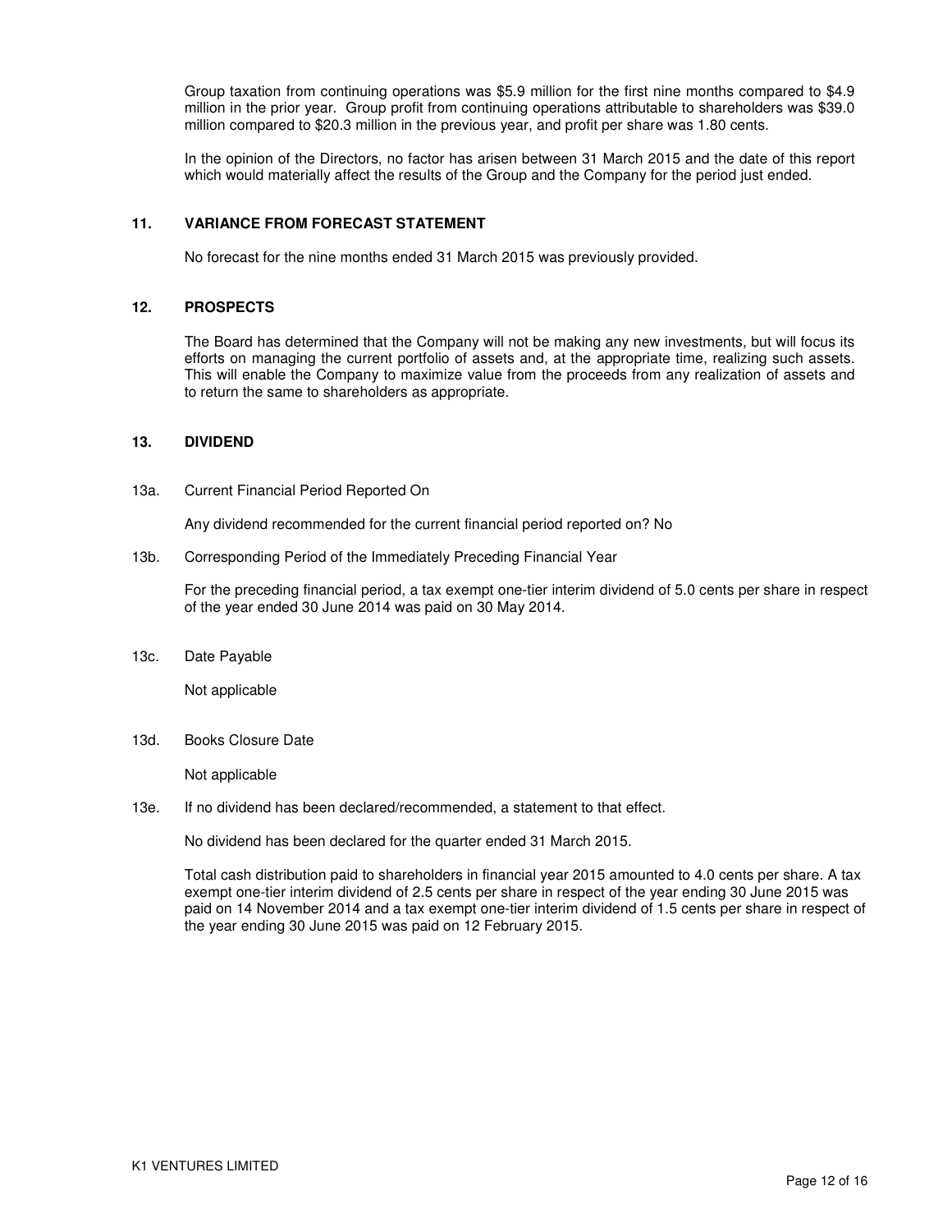Group taxation from continuing operations was $5.9 million for the first nine months compared to $4.9 million in the prior year. Group profit from continuing operations attributable to shareholders was $39.0 million compared to $20.3 million in the previous year, and profit per share was 1.80 cents.

In the opinion of the Directors, no factor has arisen between 31 March 2015 and the date of this report which would materially affect the results of the Group and the Company for the period just ended.

## 11. VARIANCE FROM FORECAST STATEMENT

No forecast for the nine months ended 31 March 2015 was previously provided.

## 12. PROSPECTS

The Board has determined that the Company will not be making any new investments, but will focus its efforts on managing the current portfolio of assets and, at the appropriate time, realizing such assets. This will enable the Company to maximize value from the proceeds from any realization of assets and to return the same to shareholders as appropriate.

## 13. DIVIDEND

13a. Current Financial Period Reported On

Any dividend recommended for the current financial period reported on? No

13b. Corresponding Period of the Immediately Preceding Financial Year

For the preceding financial period, a tax exempt one-tier interim dividend of 5.0 cents per share in respect of the year ended 30 June 2014 was paid on 30 May 2014.

13c. Date Payable

Not applicable

13d. Books Closure Date

Not applicable

13e. If no dividend has been declared/recommended, a statement to that effect.

No dividend has been declared for the quarter ended 31 March 2015.

Total cash distribution paid to shareholders in financial year 2015 amounted to 4.0 cents per share. A tax exempt one-tier interim dividend of 2.5 cents per share in respect of the year ending 30 June 2015 was paid on 14 November 2014 and a tax exempt one-tier interim dividend of 1.5 cents per share in respect of the year ending 30 June 2015 was paid on 12 February 2015.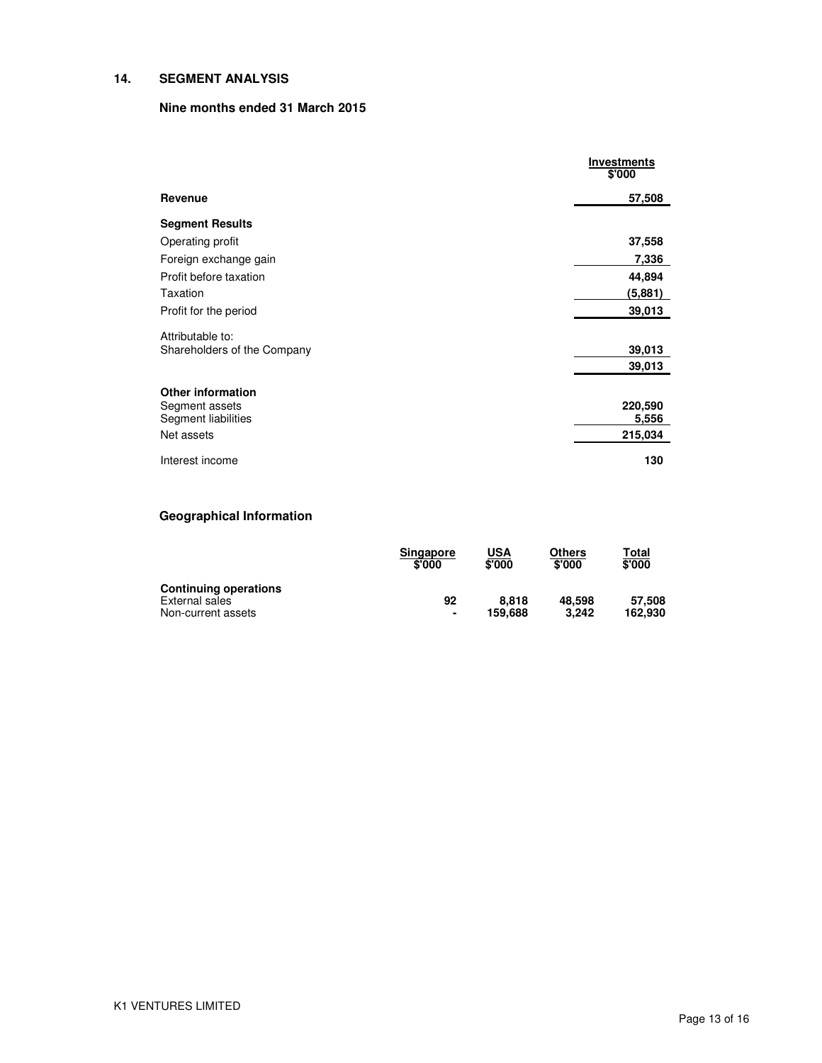## 14. SEGMENT ANALYSIS

### Nine months ended 31 March 2015

| | Investments $'000 |
|---|---|
| **Revenue** | **57,508** |
| **Segment Results** | |
| Operating profit | **37,558** |
| Foreign exchange gain | **7,336** |
| Profit before taxation | **44,894** |
| Taxation | **(5,881)** |
| Profit for the period | **39,013** |
| Attributable to: | |
| Shareholders of the Company | **39,013** |
| | **39,013** |
| **Other information** | |
| Segment assets | **220,590** |
| Segment liabilities | **5,556** |
| Net assets | **215,034** |
| Interest income | **130** |

### Geographical Information

| | Singapore $'000 | USA $'000 | Others $'000 | Total $'000 |
|---|---|---|---|---|
| **Continuing operations** | | | | |
| External sales | **92** | **8,818** | **48,598** | **57,508** |
| Non-current assets | **-** | **159,688** | **3,242** | **162,930** |

K1 VENTURES LIMITED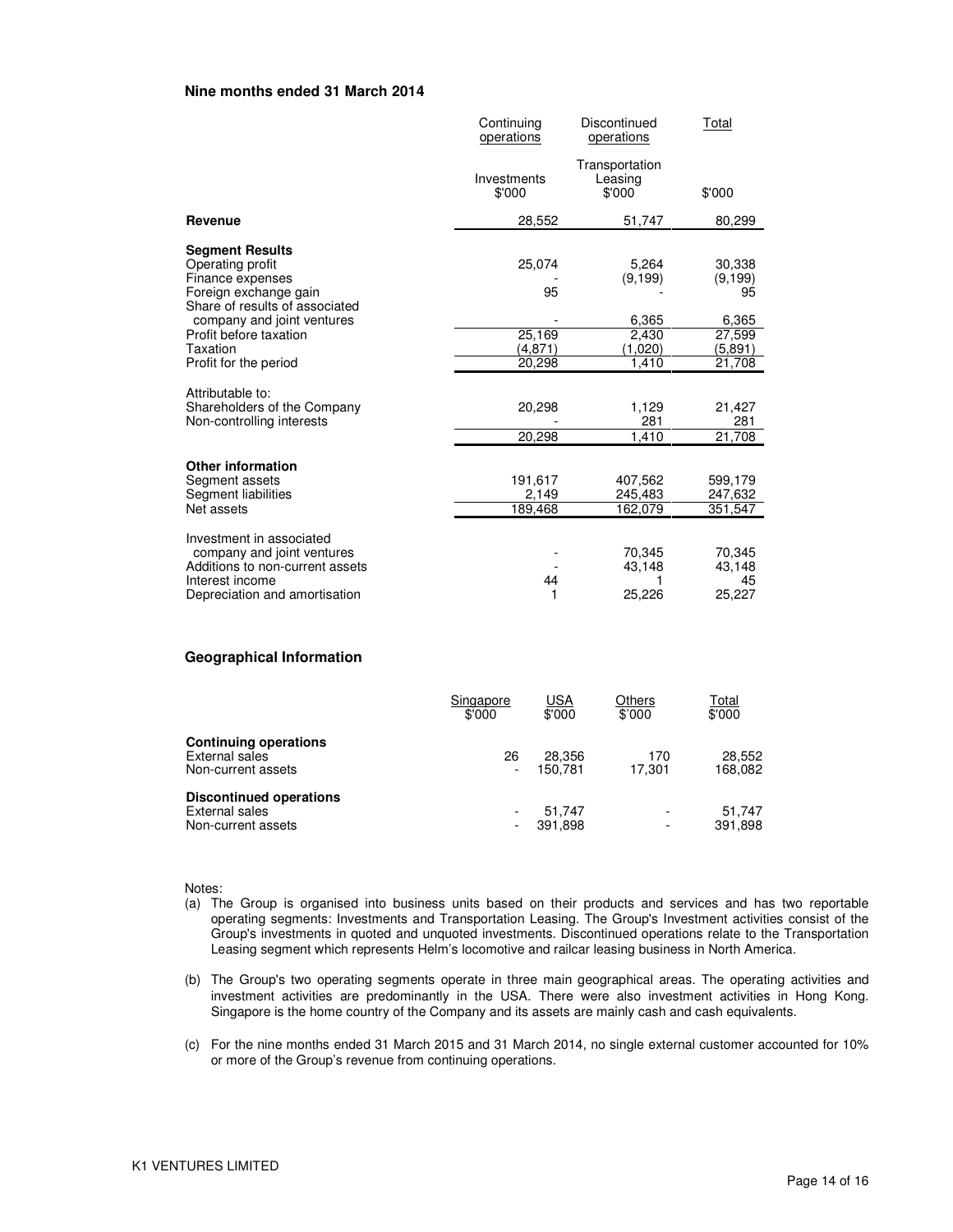**Nine months ended 31 March 2014**

| | Continuing operations | Discontinued operations | Total |
|---|---|---|---|
| | Investments $'000 | Transportation Leasing $'000 | $'000 |
| **Revenue** | 28,552 | 51,747 | 80,299 |
| **Segment Results** | | | |
| Operating profit | 25,074 | 5,264 | 30,338 |
| Finance expenses | - | (9,199) | (9,199) |
| Foreign exchange gain | 95 | - | 95 |
| Share of results of associated company and joint ventures | - | 6,365 | 6,365 |
| Profit before taxation | 25,169 | 2,430 | 27,599 |
| Taxation | (4,871) | (1,020) | (5,891) |
| Profit for the period | 20,298 | 1,410 | 21,708 |
| Attributable to: | | | |
| Shareholders of the Company | 20,298 | 1,129 | 21,427 |
| Non-controlling interests | - | 281 | 281 |
| | 20,298 | 1,410 | 21,708 |
| **Other information** | | | |
| Segment assets | 191,617 | 407,562 | 599,179 |
| Segment liabilities | 2,149 | 245,483 | 247,632 |
| Net assets | 189,468 | 162,079 | 351,547 |
| Investment in associated company and joint ventures | - | 70,345 | 70,345 |
| Additions to non-current assets | - | 43,148 | 43,148 |
| Interest income | 44 | 1 | 45 |
| Depreciation and amortisation | 1 | 25,226 | 25,227 |

**Geographical Information**

| | Singapore $'000 | USA $'000 | Others $'000 | Total $'000 |
|---|---|---|---|---|
| **Continuing operations** | | | | |
| External sales | 26 | 28,356 | 170 | 28,552 |
| Non-current assets | - | 150,781 | 17,301 | 168,082 |
| **Discontinued operations** | | | | |
| External sales | - | 51,747 | - | 51,747 |
| Non-current assets | - | 391,898 | - | 391,898 |

Notes:

(a) The Group is organised into business units based on their products and services and has two reportable operating segments: Investments and Transportation Leasing. The Group's Investment activities consist of the Group's investments in quoted and unquoted investments. Discontinued operations relate to the Transportation Leasing segment which represents Helm's locomotive and railcar leasing business in North America.

(b) The Group's two operating segments operate in three main geographical areas. The operating activities and investment activities are predominantly in the USA. There were also investment activities in Hong Kong. Singapore is the home country of the Company and its assets are mainly cash and cash equivalents.

(c) For the nine months ended 31 March 2015 and 31 March 2014, no single external customer accounted for 10% or more of the Group's revenue from continuing operations.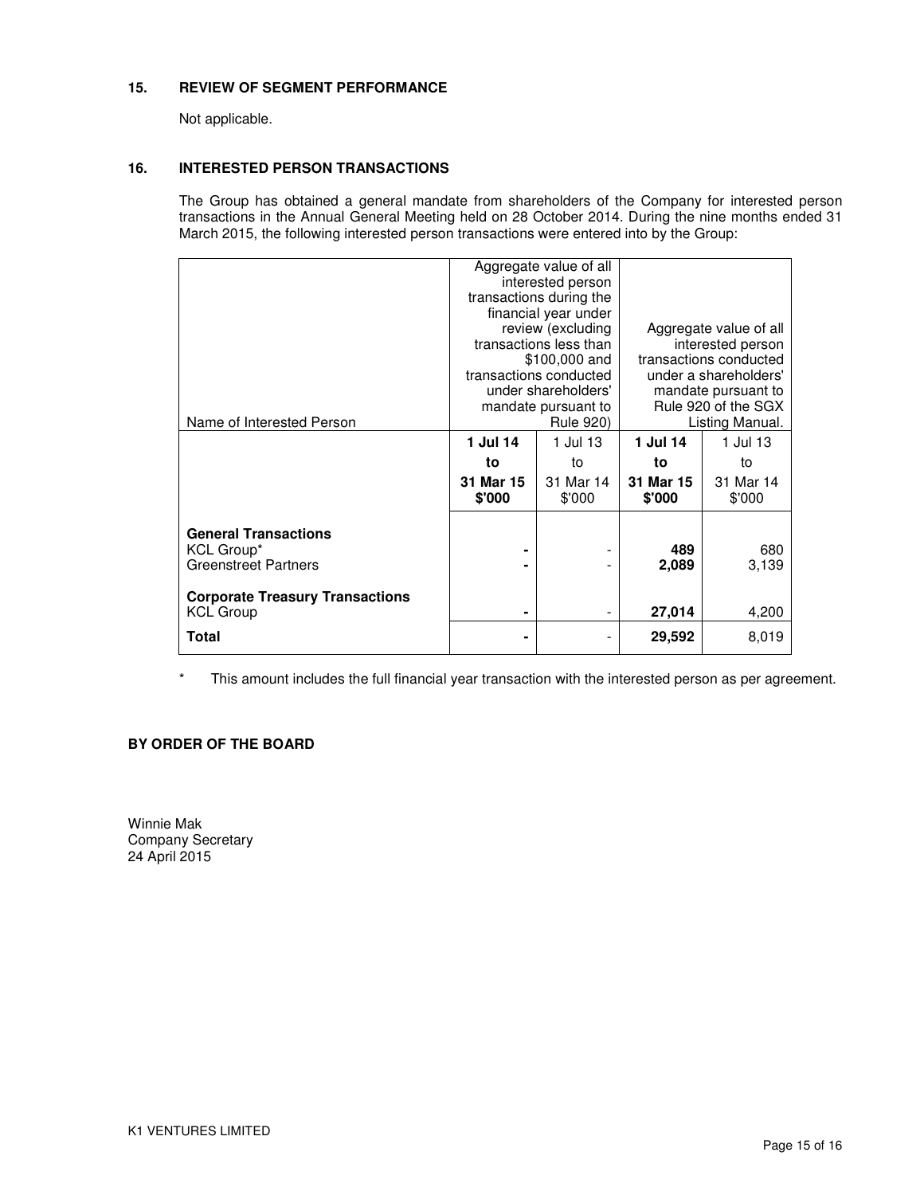## 15. REVIEW OF SEGMENT PERFORMANCE

Not applicable.

## 16. INTERESTED PERSON TRANSACTIONS

The Group has obtained a general mandate from shareholders of the Company for interested person transactions in the Annual General Meeting held on 28 October 2014. During the nine months ended 31 March 2015, the following interested person transactions were entered into by the Group:

| Name of Interested Person | Aggregate value of all interested person transactions during the financial year under review (excluding transactions less than $100,000 and transactions conducted under shareholders' mandate pursuant to Rule 920) | | Aggregate value of all interested person transactions conducted under a shareholders' mandate pursuant to Rule 920 of the SGX Listing Manual. | |
|---|---|---|---|---|
| | **1 Jul 14 to 31 Mar 15 $'000** | 1 Jul 13 to 31 Mar 14 $'000 | **1 Jul 14 to 31 Mar 15 $'000** | 1 Jul 13 to 31 Mar 14 $'000 |
| **General Transactions** | | | | |
| KCL Group* | **-** | - | **489** | 680 |
| Greenstreet Partners | **-** | - | **2,089** | 3,139 |
| **Corporate Treasury Transactions** | | | | |
| KCL Group | **-** | - | **27,014** | 4,200 |
| **Total** | **-** | - | **29,592** | 8,019 |

\* This amount includes the full financial year transaction with the interested person as per agreement.

**BY ORDER OF THE BOARD**

Winnie Mak
Company Secretary
24 April 2015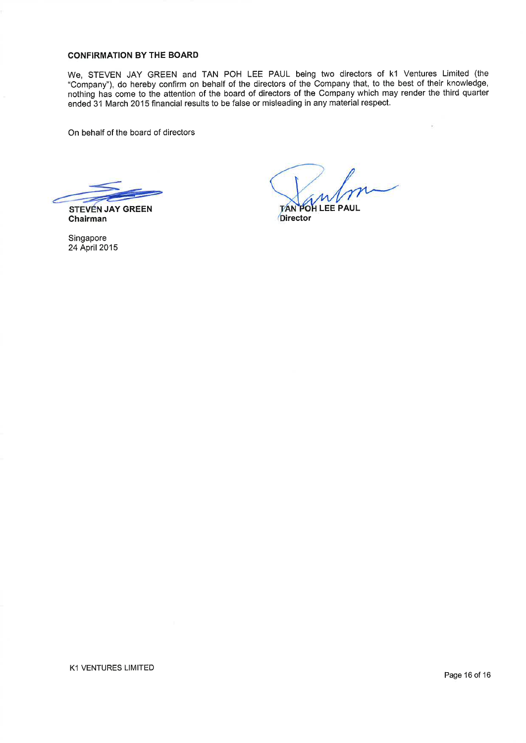**CONFIRMATION BY THE BOARD**

We, STEVEN JAY GREEN and TAN POH LEE PAUL being two directors of k1 Ventures Limited (the "Company"), do hereby confirm on behalf of the directors of the Company that, to the best of their knowledge, nothing has come to the attention of the board of directors of the Company which may render the third quarter ended 31 March 2015 financial results to be false or misleading in any material respect.

On behalf of the board of directors

**STEVEN JAY GREEN**
**Chairman**

**TAN POH LEE PAUL**
**Director**

Singapore
24 April 2015